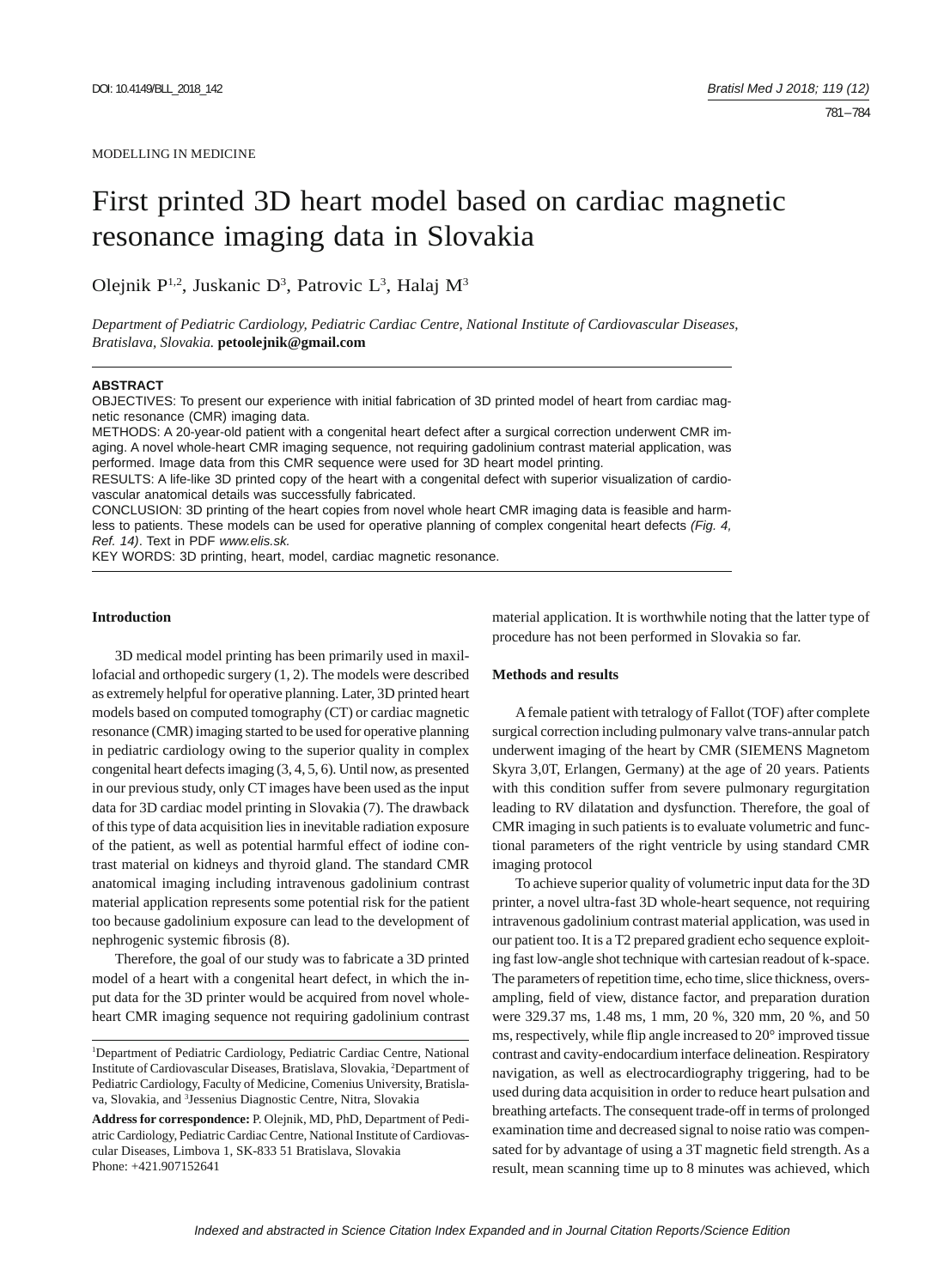MODELLING IN MEDICINE

# First printed 3D heart model based on cardiac magnetic resonance imaging data in Slovakia

Olejnik P[1,2], Juskanic D[3], Patrovic L[3], Halaj M[3]

*Department of Pediatric Cardiology, Pediatric Cardiac Centre, National Institute of Cardiovascular Diseases, Bratislava, Slovakia.* **petoolejnik@gmail.com**

## ABSTRACT

OBJECTIVES: To present our experience with initial fabrication of 3D printed model of heart from cardiac magnetic resonance (CMR) imaging data.

METHODS: A 20-year-old patient with a congenital heart defect after a surgical correction underwent CMR imaging. A novel whole-heart CMR imaging sequence, not requiring gadolinium contrast material application, was performed. Image data from this CMR sequence were used for 3D heart model printing.

RESULTS: A life-like 3D printed copy of the heart with a congenital defect with superior visualization of cardiovascular anatomical details was successfully fabricated.

CONCLUSION: 3D printing of the heart copies from novel whole heart CMR imaging data is feasible and harmless to patients. These models can be used for operative planning of complex congenital heart defects *(Fig. 4, Ref. 14)*. Text in PDF *www.elis.sk.*

KEY WORDS: 3D printing, heart, model, cardiac magnetic resonance.

## Introduction

3D medical model printing has been primarily used in maxillofacial and orthopedic surgery (1, 2). The models were described as extremely helpful for operative planning. Later, 3D printed heart models based on computed tomography (CT) or cardiac magnetic resonance (CMR) imaging started to be used for operative planning in pediatric cardiology owing to the superior quality in complex congenital heart defects imaging (3, 4, 5, 6). Until now, as presented in our previous study, only CT images have been used as the input data for 3D cardiac model printing in Slovakia (7). The drawback of this type of data acquisition lies in inevitable radiation exposure of the patient, as well as potential harmful effect of iodine contrast material on kidneys and thyroid gland. The standard CMR anatomical imaging including intravenous gadolinium contrast material application represents some potential risk for the patient too because gadolinium exposure can lead to the development of nephrogenic systemic fibrosis (8).

Therefore, the goal of our study was to fabricate a 3D printed model of a heart with a congenital heart defect, in which the input data for the 3D printer would be acquired from novel whole-heart CMR imaging sequence not requiring gadolinium contrast material application. It is worthwhile noting that the latter type of procedure has not been performed in Slovakia so far.

## Methods and results

A female patient with tetralogy of Fallot (TOF) after complete surgical correction including pulmonary valve trans-annular patch underwent imaging of the heart by CMR (SIEMENS Magnetom Skyra 3,0T, Erlangen, Germany) at the age of 20 years. Patients with this condition suffer from severe pulmonary regurgitation leading to RV dilatation and dysfunction. Therefore, the goal of CMR imaging in such patients is to evaluate volumetric and functional parameters of the right ventricle by using standard CMR imaging protocol

To achieve superior quality of volumetric input data for the 3D printer, a novel ultra-fast 3D whole-heart sequence, not requiring intravenous gadolinium contrast material application, was used in our patient too. It is a T2 prepared gradient echo sequence exploiting fast low-angle shot technique with cartesian readout of k-space. The parameters of repetition time, echo time, slice thickness, oversampling, field of view, distance factor, and preparation duration were 329.37 ms, 1.48 ms, 1 mm, 20 %, 320 mm, 20 %, and 50 ms, respectively, while flip angle increased to 20° improved tissue contrast and cavity-endocardium interface delineation. Respiratory navigation, as well as electrocardiography triggering, had to be used during data acquisition in order to reduce heart pulsation and breathing artefacts. The consequent trade-off in terms of prolonged examination time and decreased signal to noise ratio was compensated for by advantage of using a 3T magnetic field strength. As a result, mean scanning time up to 8 minutes was achieved, which

---

[1]Department of Pediatric Cardiology, Pediatric Cardiac Centre, National Institute of Cardiovascular Diseases, Bratislava, Slovakia, [2]Department of Pediatric Cardiology, Faculty of Medicine, Comenius University, Bratislava, Slovakia, and [3]Jessenius Diagnostic Centre, Nitra, Slovakia

**Address for correspondence:** P. Olejnik, MD, PhD, Department of Pediatric Cardiology, Pediatric Cardiac Centre, National Institute of Cardiovascular Diseases, Limbova 1, SK-833 51 Bratislava, Slovakia
Phone: +421.907152641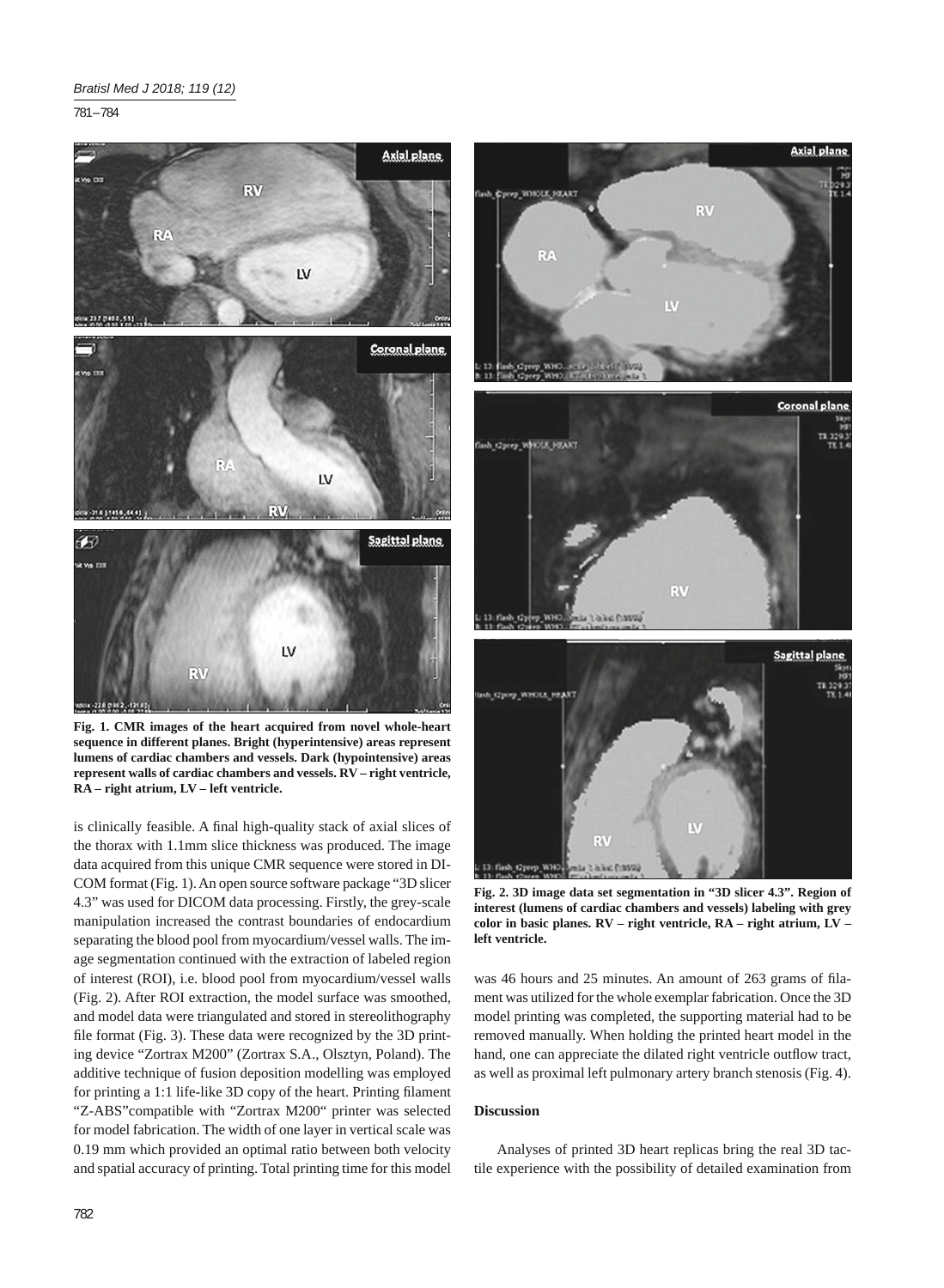Fig. 1. CMR images of the heart acquired from novel whole-heart sequence in different planes. Bright (hyperintensive) areas represent lumens of cardiac chambers and vessels. Dark (hypointensive) areas represent walls of cardiac chambers and vessels. RV – right ventricle, RA – right atrium, LV – left ventricle.

is clinically feasible. A final high-quality stack of axial slices of the thorax with 1.1mm slice thickness was produced. The image data acquired from this unique CMR sequence were stored in DICOM format (Fig. 1). An open source software package "3D slicer 4.3" was used for DICOM data processing. Firstly, the grey-scale manipulation increased the contrast boundaries of endocardium separating the blood pool from myocardium/vessel walls. The image segmentation continued with the extraction of labeled region of interest (ROI), i.e. blood pool from myocardium/vessel walls (Fig. 2). After ROI extraction, the model surface was smoothed, and model data were triangulated and stored in stereolithography file format (Fig. 3). These data were recognized by the 3D printing device "Zortrax M200" (Zortrax S.A., Olsztyn, Poland). The additive technique of fusion deposition modelling was employed for printing a 1:1 life-like 3D copy of the heart. Printing filament "Z-ABS"compatible with "Zortrax M200" printer was selected for model fabrication. The width of one layer in vertical scale was 0.19 mm which provided an optimal ratio between both velocity and spatial accuracy of printing. Total printing time for this model was 46 hours and 25 minutes. An amount of 263 grams of filament was utilized for the whole exemplar fabrication. Once the 3D model printing was completed, the supporting material had to be removed manually. When holding the printed heart model in the hand, one can appreciate the dilated right ventricle outflow tract, as well as proximal left pulmonary artery branch stenosis (Fig. 4).

Fig. 2. 3D image data set segmentation in "3D slicer 4.3". Region of interest (lumens of cardiac chambers and vessels) labeling with grey color in basic planes. RV – right ventricle, RA – right atrium, LV – left ventricle.

## Discussion

Analyses of printed 3D heart replicas bring the real 3D tactile experience with the possibility of detailed examination from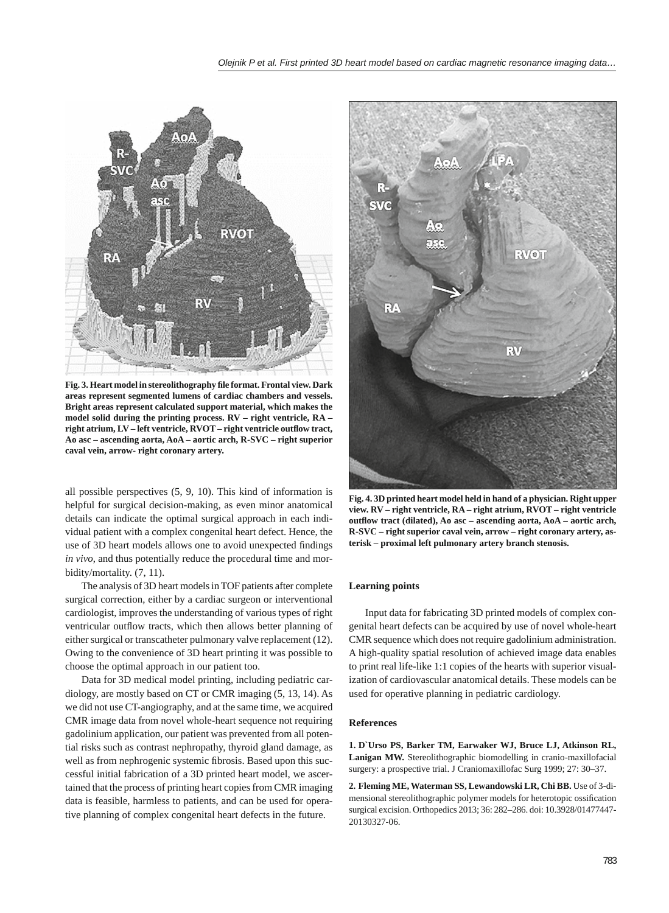Fig. 3. Heart model in stereolithography file format. Frontal view. Dark areas represent segmented lumens of cardiac chambers and vessels. Bright areas represent calculated support material, which makes the model solid during the printing process. RV – right ventricle, RA – right atrium, LV – left ventricle, RVOT – right ventricle outflow tract, Ao asc – ascending aorta, AoA – aortic arch, R-SVC – right superior caval vein, arrow- right coronary artery.

Fig. 4. 3D printed heart model held in hand of a physician. Right upper view. RV – right ventricle, RA – right atrium, RVOT – right ventricle outflow tract (dilated), Ao asc – ascending aorta, AoA – aortic arch, R-SVC – right superior caval vein, arrow – right coronary artery, asterisk – proximal left pulmonary artery branch stenosis.

all possible perspectives (5, 9, 10). This kind of information is helpful for surgical decision-making, as even minor anatomical details can indicate the optimal surgical approach in each individual patient with a complex congenital heart defect. Hence, the use of 3D heart models allows one to avoid unexpected findings *in vivo*, and thus potentially reduce the procedural time and morbidity/mortality. (7, 11).

The analysis of 3D heart models in TOF patients after complete surgical correction, either by a cardiac surgeon or interventional cardiologist, improves the understanding of various types of right ventricular outflow tracts, which then allows better planning of either surgical or transcatheter pulmonary valve replacement (12). Owing to the convenience of 3D heart printing it was possible to choose the optimal approach in our patient too.

Data for 3D medical model printing, including pediatric cardiology, are mostly based on CT or CMR imaging (5, 13, 14). As we did not use CT-angiography, and at the same time, we acquired CMR image data from novel whole-heart sequence not requiring gadolinium application, our patient was prevented from all potential risks such as contrast nephropathy, thyroid gland damage, as well as from nephrogenic systemic fibrosis. Based upon this successful initial fabrication of a 3D printed heart model, we ascertained that the process of printing heart copies from CMR imaging data is feasible, harmless to patients, and can be used for operative planning of complex congenital heart defects in the future.

## Learning points

Input data for fabricating 3D printed models of complex congenital heart defects can be acquired by use of novel whole-heart CMR sequence which does not require gadolinium administration. A high-quality spatial resolution of achieved image data enables to print real life-like 1:1 copies of the hearts with superior visualization of cardiovascular anatomical details. These models can be used for operative planning in pediatric cardiology.

## References

**1. D`Urso PS, Barker TM, Earwaker WJ, Bruce LJ, Atkinson RL, Lanigan MW.** Stereolithographic biomodelling in cranio-maxillofacial surgery: a prospective trial. J Craniomaxillofac Surg 1999; 27: 30–37.

**2. Fleming ME, Waterman SS, Lewandowski LR, Chi BB.** Use of 3-dimensional stereolithographic polymer models for heterotopic ossification surgical excision. Orthopedics 2013; 36: 282–286. doi: 10.3928/01477447-20130327-06.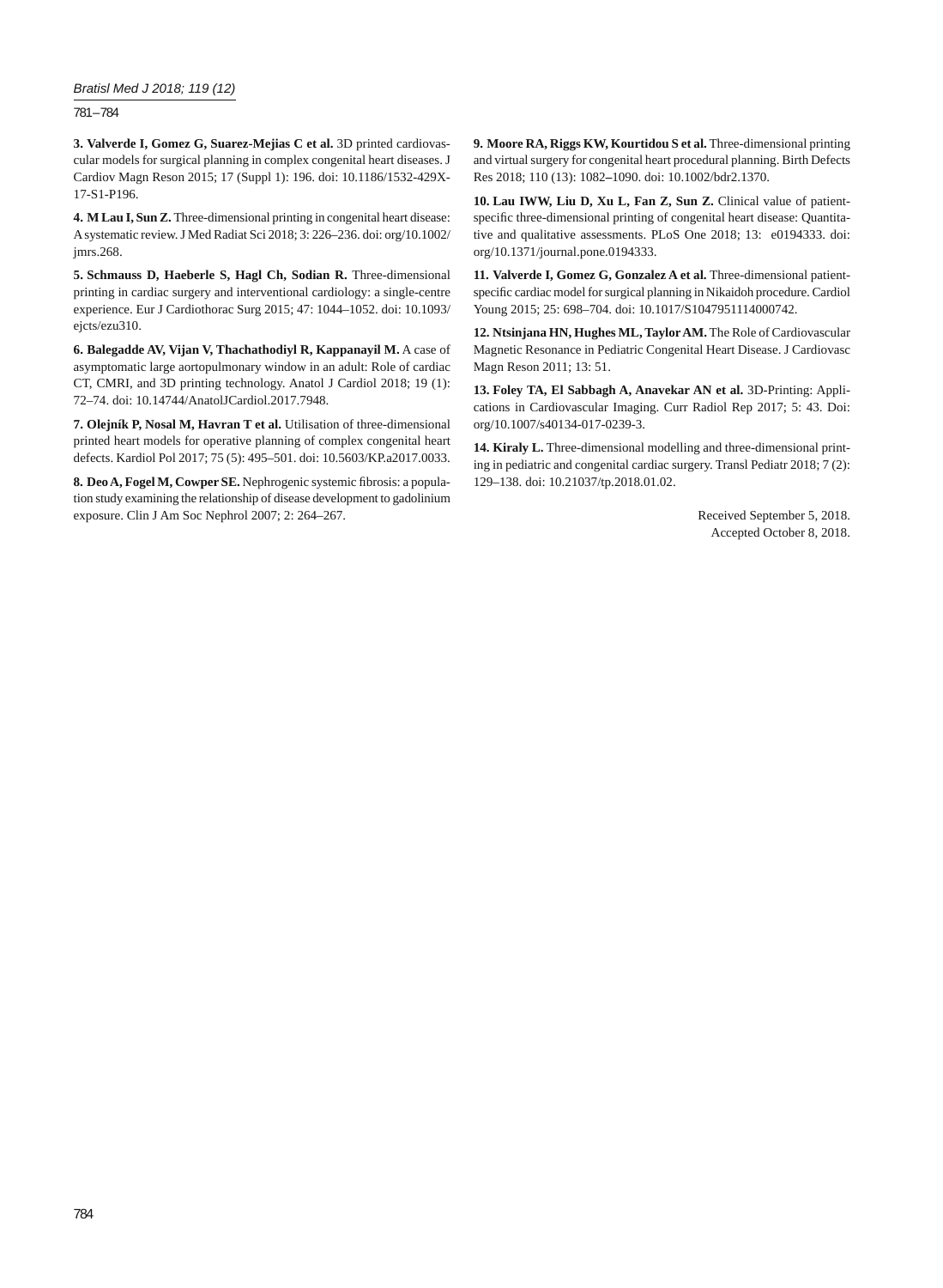**3. Valverde I, Gomez G, Suarez-Mejias C et al.** 3D printed cardiovascular models for surgical planning in complex congenital heart diseases. J Cardiov Magn Reson 2015; 17 (Suppl 1): 196. doi: 10.1186/1532-429X-17-S1-P196.

**4. M Lau I, Sun Z.** Three-dimensional printing in congenital heart disease: A systematic review. J Med Radiat Sci 2018; 3: 226–236. doi: org/10.1002/jmrs.268.

**5. Schmauss D, Haeberle S, Hagl Ch, Sodian R.** Three-dimensional printing in cardiac surgery and interventional cardiology: a single-centre experience. Eur J Cardiothorac Surg 2015; 47: 1044–1052. doi: 10.1093/ejcts/ezu310.

**6. Balegadde AV, Vijan V, Thachathodiyl R, Kappanayil M.** A case of asymptomatic large aortopulmonary window in an adult: Role of cardiac CT, CMRI, and 3D printing technology. Anatol J Cardiol 2018; 19 (1): 72–74. doi: 10.14744/AnatolJCardiol.2017.7948.

**7. Olejník P, Nosal M, Havran T et al.** Utilisation of three-dimensional printed heart models for operative planning of complex congenital heart defects. Kardiol Pol 2017; 75 (5): 495–501. doi: 10.5603/KP.a2017.0033.

**8. Deo A, Fogel M, Cowper SE.** Nephrogenic systemic fibrosis: a population study examining the relationship of disease development to gadolinium exposure. Clin J Am Soc Nephrol 2007; 2: 264–267.

**9. Moore RA, Riggs KW, Kourtidou S et al.** Three-dimensional printing and virtual surgery for congenital heart procedural planning. Birth Defects Res 2018; 110 (13): 1082–1090. doi: 10.1002/bdr2.1370.

**10. Lau IWW, Liu D, Xu L, Fan Z, Sun Z.** Clinical value of patient-specific three-dimensional printing of congenital heart disease: Quantitative and qualitative assessments. PLoS One 2018; 13: e0194333. doi: org/10.1371/journal.pone.0194333.

**11. Valverde I, Gomez G, Gonzalez A et al.** Three-dimensional patient-specific cardiac model for surgical planning in Nikaidoh procedure. Cardiol Young 2015; 25: 698–704. doi: 10.1017/S1047951114000742.

**12. Ntsinjana HN, Hughes ML, Taylor AM.** The Role of Cardiovascular Magnetic Resonance in Pediatric Congenital Heart Disease. J Cardiovasc Magn Reson 2011; 13: 51.

**13. Foley TA, El Sabbagh A, Anavekar AN et al.** 3D-Printing: Applications in Cardiovascular Imaging. Curr Radiol Rep 2017; 5: 43. Doi: org/10.1007/s40134-017-0239-3.

**14. Kiraly L.** Three-dimensional modelling and three-dimensional printing in pediatric and congenital cardiac surgery. Transl Pediatr 2018; 7 (2): 129–138. doi: 10.21037/tp.2018.01.02.

Received September 5, 2018.
Accepted October 8, 2018.